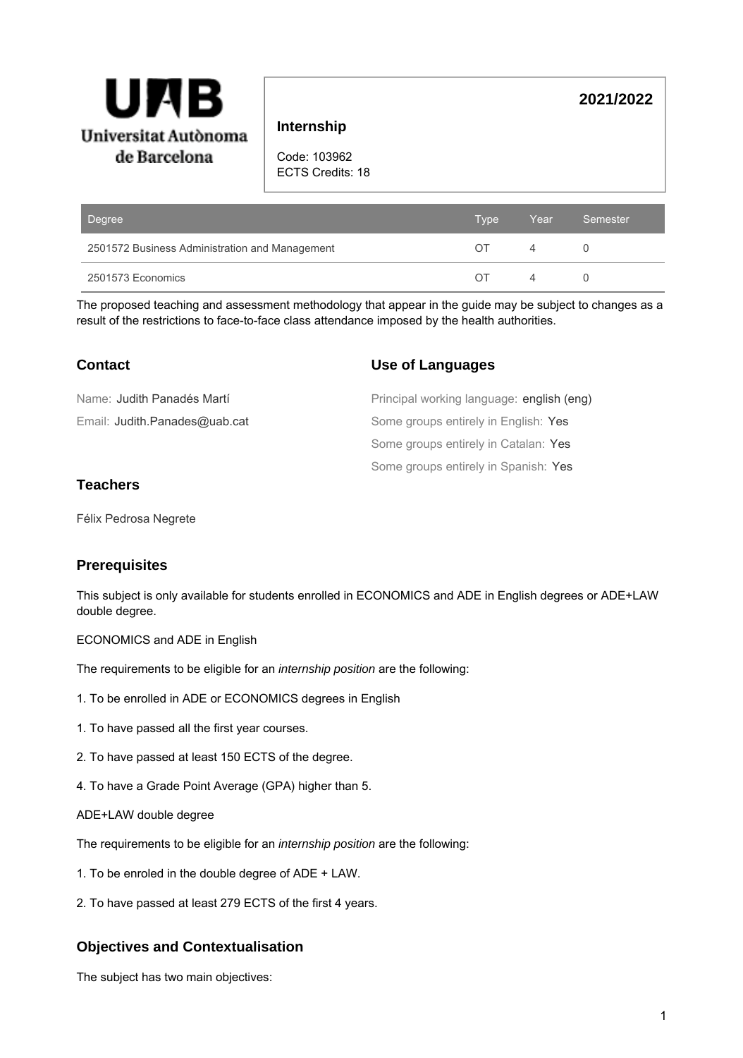Universitat Autònoma de Barcelona

**2021/2022**

## Internship

Code: 103962
ECTS Credits: 18

| Degree | Type | Year | Semester |
|---|---|---|---|
| 2501572 Business Administration and Management | OT | 4 | 0 |
| 2501573 Economics | OT | 4 | 0 |

The proposed teaching and assessment methodology that appear in the guide may be subject to changes as a result of the restrictions to face-to-face class attendance imposed by the health authorities.

### Contact

Name: Judith Panadés Martí
Email: Judith.Panades@uab.cat

### Use of Languages

Principal working language: english (eng)
Some groups entirely in English: Yes
Some groups entirely in Catalan: Yes
Some groups entirely in Spanish: Yes

### Teachers

Félix Pedrosa Negrete

### Prerequisites

This subject is only available for students enrolled in ECONOMICS and ADE in English degrees or ADE+LAW double degree.

ECONOMICS and ADE in English

The requirements to be eligible for an *internship position* are the following:

1. To be enrolled in ADE or ECONOMICS degrees in English

1. To have passed all the first year courses.

2. To have passed at least 150 ECTS of the degree.

4. To have a Grade Point Average (GPA) higher than 5.

ADE+LAW double degree

The requirements to be eligible for an *internship position* are the following:

1. To be enroled in the double degree of ADE + LAW.

2. To have passed at least 279 ECTS of the first 4 years.

### Objectives and Contextualisation

The subject has two main objectives: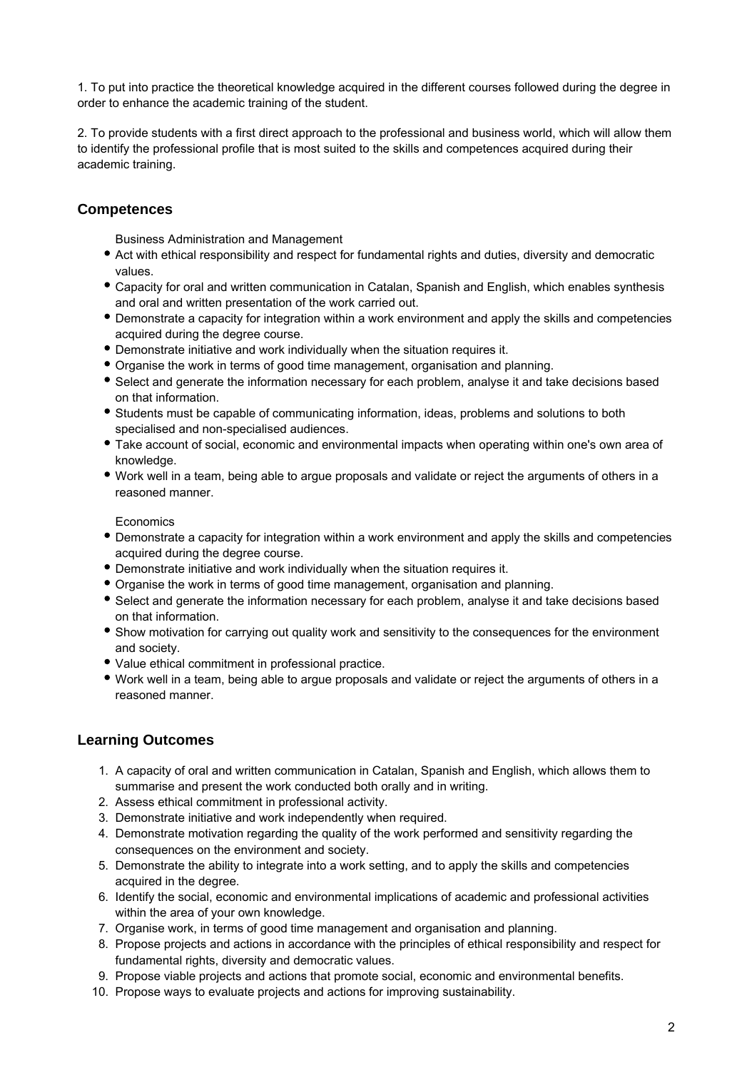1. To put into practice the theoretical knowledge acquired in the different courses followed during the degree in order to enhance the academic training of the student.

2. To provide students with a first direct approach to the professional and business world, which will allow them to identify the professional profile that is most suited to the skills and competences acquired during their academic training.

## Competences

Business Administration and Management

- Act with ethical responsibility and respect for fundamental rights and duties, diversity and democratic values.
- Capacity for oral and written communication in Catalan, Spanish and English, which enables synthesis and oral and written presentation of the work carried out.
- Demonstrate a capacity for integration within a work environment and apply the skills and competencies acquired during the degree course.
- Demonstrate initiative and work individually when the situation requires it.
- Organise the work in terms of good time management, organisation and planning.
- Select and generate the information necessary for each problem, analyse it and take decisions based on that information.
- Students must be capable of communicating information, ideas, problems and solutions to both specialised and non-specialised audiences.
- Take account of social, economic and environmental impacts when operating within one's own area of knowledge.
- Work well in a team, being able to argue proposals and validate or reject the arguments of others in a reasoned manner.

Economics

- Demonstrate a capacity for integration within a work environment and apply the skills and competencies acquired during the degree course.
- Demonstrate initiative and work individually when the situation requires it.
- Organise the work in terms of good time management, organisation and planning.
- Select and generate the information necessary for each problem, analyse it and take decisions based on that information.
- Show motivation for carrying out quality work and sensitivity to the consequences for the environment and society.
- Value ethical commitment in professional practice.
- Work well in a team, being able to argue proposals and validate or reject the arguments of others in a reasoned manner.

## Learning Outcomes

1. A capacity of oral and written communication in Catalan, Spanish and English, which allows them to summarise and present the work conducted both orally and in writing.
2. Assess ethical commitment in professional activity.
3. Demonstrate initiative and work independently when required.
4. Demonstrate motivation regarding the quality of the work performed and sensitivity regarding the consequences on the environment and society.
5. Demonstrate the ability to integrate into a work setting, and to apply the skills and competencies acquired in the degree.
6. Identify the social, economic and environmental implications of academic and professional activities within the area of your own knowledge.
7. Organise work, in terms of good time management and organisation and planning.
8. Propose projects and actions in accordance with the principles of ethical responsibility and respect for fundamental rights, diversity and democratic values.
9. Propose viable projects and actions that promote social, economic and environmental benefits.
10. Propose ways to evaluate projects and actions for improving sustainability.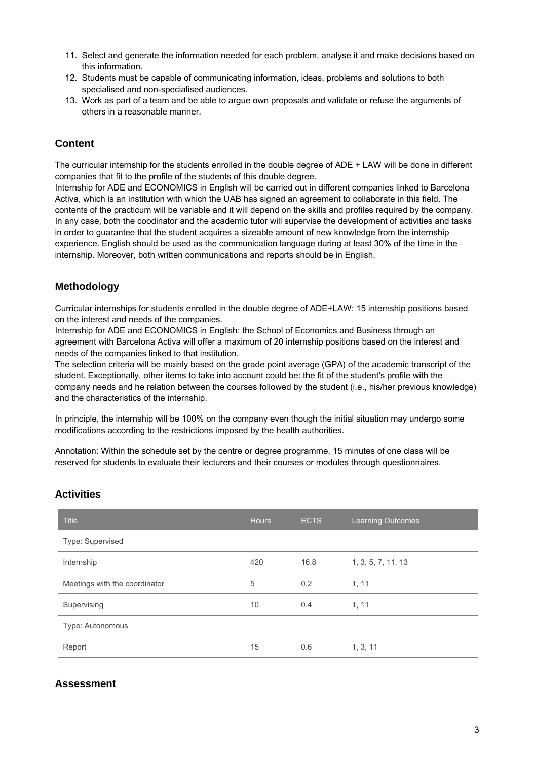11. Select and generate the information needed for each problem, analyse it and make decisions based on this information.
12. Students must be capable of communicating information, ideas, problems and solutions to both specialised and non-specialised audiences.
13. Work as part of a team and be able to argue own proposals and validate or refuse the arguments of others in a reasonable manner.

## Content

The curricular internship for the students enrolled in the double degree of ADE + LAW will be done in different companies that fit to the profile of the students of this double degree.
Internship for ADE and ECONOMICS in English will be carried out in different companies linked to Barcelona Activa, which is an institution with which the UAB has signed an agreement to collaborate in this field. The contents of the practicum will be variable and it will depend on the skills and profiles required by the company. In any case, both the coodinator and the academic tutor will supervise the development of activities and tasks in order to guarantee that the student acquires a sizeable amount of new knowledge from the internship experience. English should be used as the communication language during at least 30% of the time in the internship. Moreover, both written communications and reports should be in English.

## Methodology

Curricular internships for students enrolled in the double degree of ADE+LAW: 15 internship positions based on the interest and needs of the companies.
Internship for ADE and ECONOMICS in English: the School of Economics and Business through an agreement with Barcelona Activa will offer a maximum of 20 internship positions based on the interest and needs of the companies linked to that institution.
The selection criteria will be mainly based on the grade point average (GPA) of the academic transcript of the student. Exceptionally, other items to take into account could be: the fit of the student's profile with the company needs and he relation between the courses followed by the student (i.e., his/her previous knowledge) and the characteristics of the internship.

In principle, the internship will be 100% on the company even though the initial situation may undergo some modifications according to the restrictions imposed by the health authorities.

Annotation: Within the schedule set by the centre or degree programme, 15 minutes of one class will be reserved for students to evaluate their lecturers and their courses or modules through questionnaires.

## Activities

| Title | Hours | ECTS | Learning Outcomes |
|---|---|---|---|
| Type: Supervised | | | |
| Internship | 420 | 16.8 | 1, 3, 5, 7, 11, 13 |
| Meetings with the coordinator | 5 | 0.2 | 1, 11 |
| Supervising | 10 | 0.4 | 1, 11 |
| Type: Autonomous | | | |
| Report | 15 | 0.6 | 1, 3, 11 |

## Assessment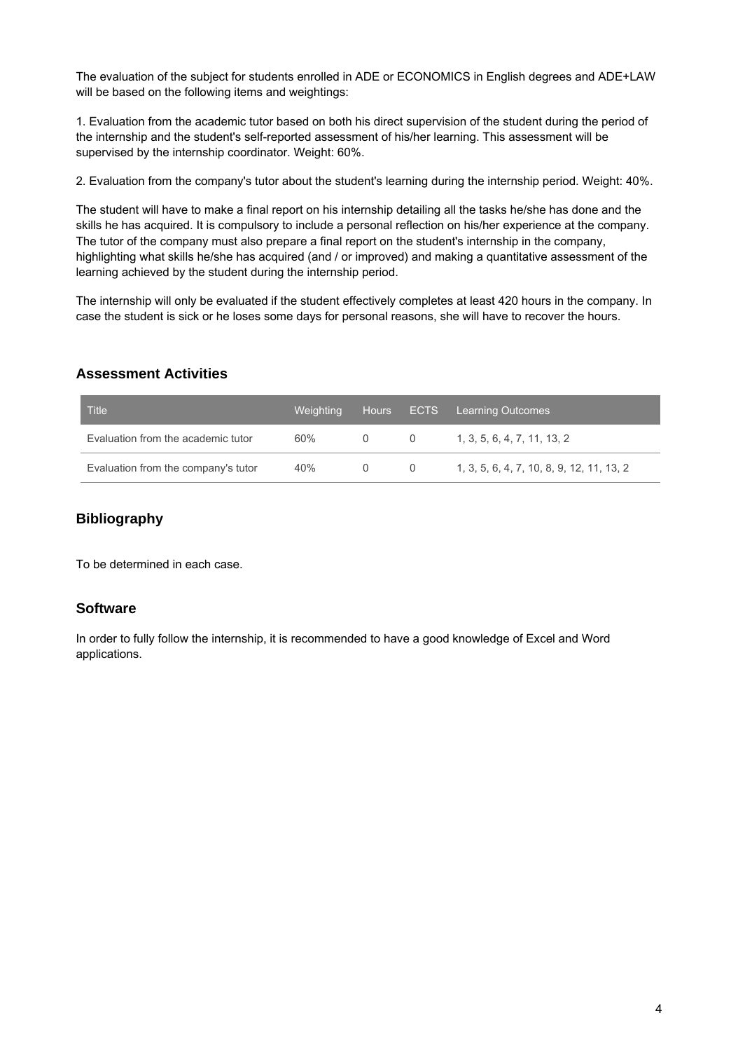The evaluation of the subject for students enrolled in ADE or ECONOMICS in English degrees and ADE+LAW will be based on the following items and weightings:

1. Evaluation from the academic tutor based on both his direct supervision of the student during the period of the internship and the student's self-reported assessment of his/her learning. This assessment will be supervised by the internship coordinator. Weight: 60%.

2. Evaluation from the company's tutor about the student's learning during the internship period. Weight: 40%.

The student will have to make a final report on his internship detailing all the tasks he/she has done and the skills he has acquired. It is compulsory to include a personal reflection on his/her experience at the company. The tutor of the company must also prepare a final report on the student's internship in the company, highlighting what skills he/she has acquired (and / or improved) and making a quantitative assessment of the learning achieved by the student during the internship period.

The internship will only be evaluated if the student effectively completes at least 420 hours in the company. In case the student is sick or he loses some days for personal reasons, she will have to recover the hours.

## Assessment Activities

| Title | Weighting | Hours | ECTS | Learning Outcomes |
| --- | --- | --- | --- | --- |
| Evaluation from the academic tutor | 60% | 0 | 0 | 1, 3, 5, 6, 4, 7, 11, 13, 2 |
| Evaluation from the company's tutor | 40% | 0 | 0 | 1, 3, 5, 6, 4, 7, 10, 8, 9, 12, 11, 13, 2 |

## Bibliography

To be determined in each case.

## Software

In order to fully follow the internship, it is recommended to have a good knowledge of Excel and Word applications.